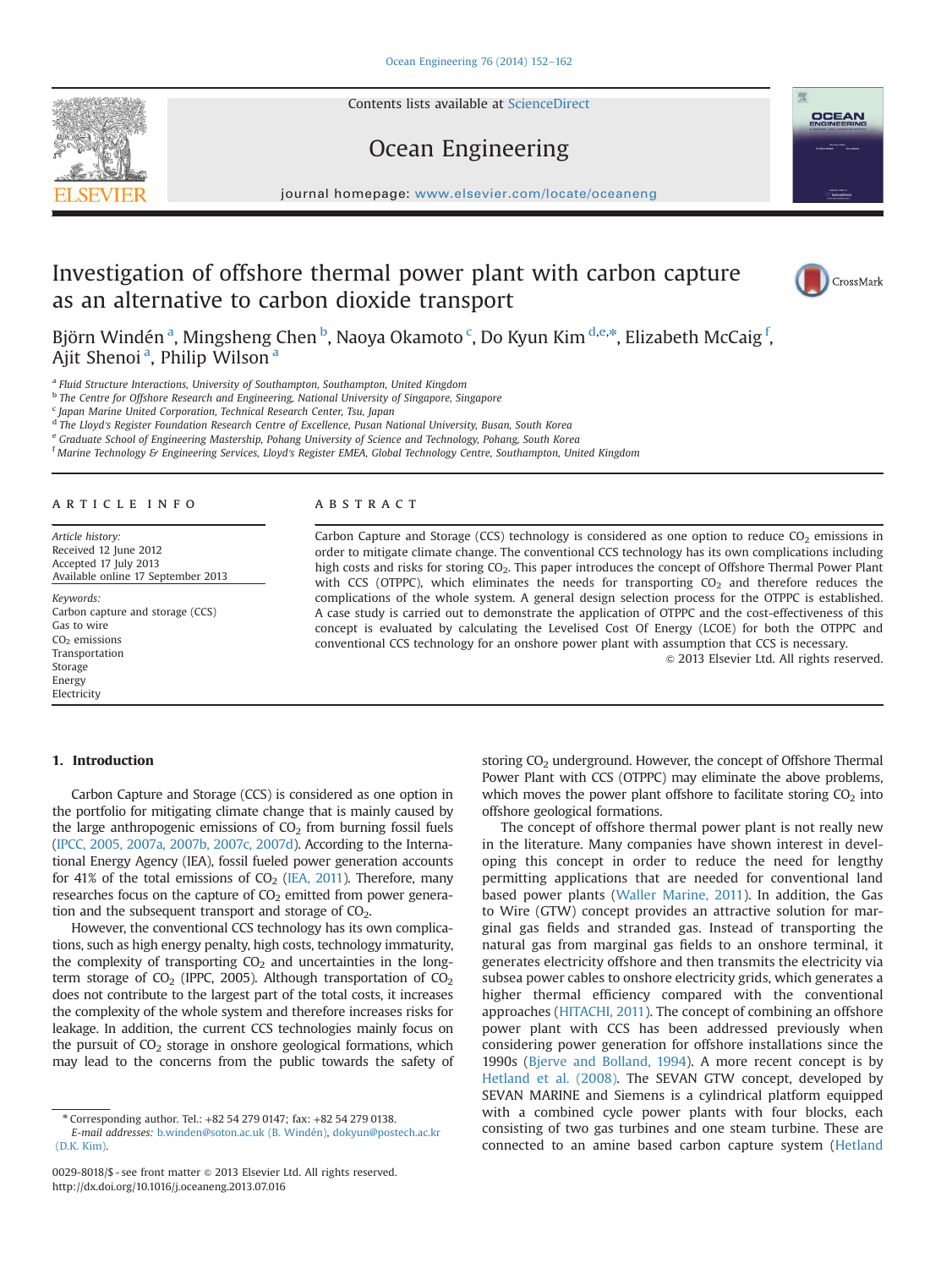# Investigation of offshore thermal power plant with carbon capture as an alternative to carbon dioxide transport

Björn Windén [a], Mingsheng Chen [b], Naoya Okamoto [c], Do Kyun Kim [d,e,*], Elizabeth McCaig [f], Ajit Shenoi [a], Philip Wilson [a]

[a] *Fluid Structure Interactions, University of Southampton, Southampton, United Kingdom*
[b] *The Centre for Offshore Research and Engineering, National University of Singapore, Singapore*
[c] *Japan Marine United Corporation, Technical Research Center, Tsu, Japan*
[d] *The Lloyd's Register Foundation Research Centre of Excellence, Pusan National University, Busan, South Korea*
[e] *Graduate School of Engineering Mastership, Pohang University of Science and Technology, Pohang, South Korea*
[f] *Marine Technology & Engineering Services, Lloyd's Register EMEA, Global Technology Centre, Southampton, United Kingdom*

## ARTICLE INFO

*Article history:*
Received 12 June 2012
Accepted 17 July 2013
Available online 17 September 2013

*Keywords:*
Carbon capture and storage (CCS)
Gas to wire
$CO_2$ emissions
Transportation
Storage
Energy
Electricity

## ABSTRACT

Carbon Capture and Storage (CCS) technology is considered as one option to reduce $CO_2$ emissions in order to mitigate climate change. The conventional CCS technology has its own complications including high costs and risks for storing $CO_2$. This paper introduces the concept of Offshore Thermal Power Plant with CCS (OTPPC), which eliminates the needs for transporting $CO_2$ and therefore reduces the complications of the whole system. A general design selection process for the OTPPC is established. A case study is carried out to demonstrate the application of OTPPC and the cost-effectiveness of this concept is evaluated by calculating the Levelised Cost Of Energy (LCOE) for both the OTPPC and conventional CCS technology for an onshore power plant with assumption that CCS is necessary.

© 2013 Elsevier Ltd. All rights reserved.

## 1. Introduction

Carbon Capture and Storage (CCS) is considered as one option in the portfolio for mitigating climate change that is mainly caused by the large anthropogenic emissions of $CO_2$ from burning fossil fuels (IPCC, 2005, 2007a, 2007b, 2007c, 2007d). According to the International Energy Agency (IEA), fossil fueled power generation accounts for 41% of the total emissions of $CO_2$ (IEA, 2011). Therefore, many researches focus on the capture of $CO_2$ emitted from power generation and the subsequent transport and storage of $CO_2$.

However, the conventional CCS technology has its own complications, such as high energy penalty, high costs, technology immaturity, the complexity of transporting $CO_2$ and uncertainties in the long-term storage of $CO_2$ (IPPC, 2005). Although transportation of $CO_2$ does not contribute to the largest part of the total costs, it increases the complexity of the whole system and therefore increases risks for leakage. In addition, the current CCS technologies mainly focus on the pursuit of $CO_2$ storage in onshore geological formations, which may lead to the concerns from the public towards the safety of storing $CO_2$ underground. However, the concept of Offshore Thermal Power Plant with CCS (OTPPC) may eliminate the above problems, which moves the power plant offshore to facilitate storing $CO_2$ into offshore geological formations.

The concept of offshore thermal power plant is not really new in the literature. Many companies have shown interest in developing this concept in order to reduce the need for lengthy permitting applications that are needed for conventional land based power plants (Waller Marine, 2011). In addition, the Gas to Wire (GTW) concept provides an attractive solution for marginal gas fields and stranded gas. Instead of transporting the natural gas from marginal gas fields to an onshore terminal, it generates electricity offshore and then transmits the electricity via subsea power cables to onshore electricity grids, which generates a higher thermal efficiency compared with the conventional approaches (HITACHI, 2011). The concept of combining an offshore power plant with CCS has been addressed previously when considering power generation for offshore installations since the 1990s (Bjerve and Bolland, 1994). A more recent concept is by Hetland et al. (2008). The SEVAN GTW concept, developed by SEVAN MARINE and Siemens is a cylindrical platform equipped with a combined cycle power plants with four blocks, each consisting of two gas turbines and one steam turbine. These are connected to an amine based carbon capture system (Hetland

* Corresponding author. Tel.: +82 54 279 0147; fax: +82 54 279 0138.
*E-mail addresses:* b.winden@soton.ac.uk (B. Windén), dokyun@postech.ac.kr (D.K. Kim).

0029-8018/$ - see front matter © 2013 Elsevier Ltd. All rights reserved.
http://dx.doi.org/10.1016/j.oceaneng.2013.07.016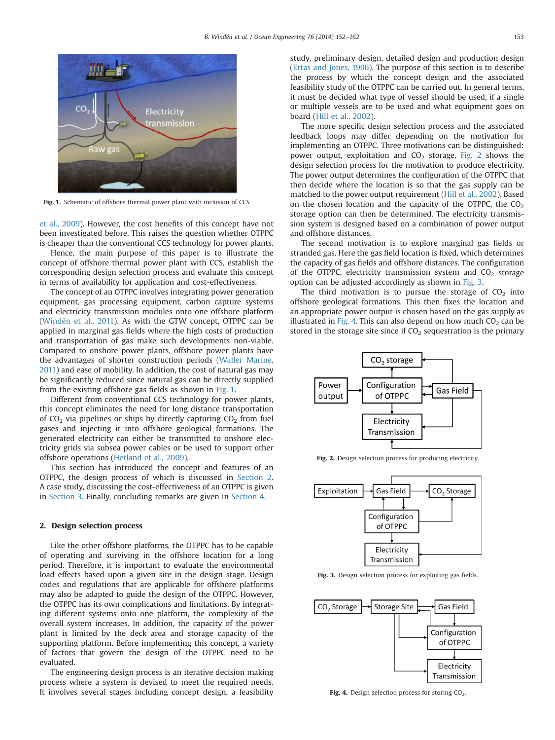Fig. 1. Schematic of offshore thermal power plant with inclusion of CCS.

et al., 2009). However, the cost benefits of this concept have not been investigated before. This raises the question whether OTPPC is cheaper than the conventional CCS technology for power plants.

Hence, the main purpose of this paper is to illustrate the concept of offshore thermal power plant with CCS, establish the corresponding design selection process and evaluate this concept in terms of availability for application and cost-effectiveness.

The concept of an OTPPC involves integrating power generation equipment, gas processing equipment, carbon capture systems and electricity transmission modules onto one offshore platform (Windén et al., 2011). As with the GTW concept, OTPPC can be applied in marginal gas fields where the high costs of production and transportation of gas make such developments non-viable. Compared to onshore power plants, offshore power plants have the advantages of shorter construction periods (Waller Marine, 2011) and ease of mobility. In addition, the cost of natural gas may be significantly reduced since natural gas can be directly supplied from the existing offshore gas fields as shown in Fig. 1.

Different from conventional CCS technology for power plants, this concept eliminates the need for long distance transportation of $CO_2$ via pipelines or ships by directly capturing $CO_2$ from fuel gases and injecting it into offshore geological formations. The generated electricity can either be transmitted to onshore electricity grids via subsea power cables or be used to support other offshore operations (Hetland et al., 2009).

This section has introduced the concept and features of an OTPPC, the design process of which is discussed in Section 2. A case study, discussing the cost-effectiveness of an OTPPC is given in Section 3. Finally, concluding remarks are given in Section 4.

## 2. Design selection process

Like the other offshore platforms, the OTPPC has to be capable of operating and surviving in the offshore location for a long period. Therefore, it is important to evaluate the environmental load effects based upon a given site in the design stage. Design codes and regulations that are applicable for offshore platforms may also be adapted to guide the design of the OTPPC. However, the OTPPC has its own complications and limitations. By integrating different systems onto one platform, the complexity of the overall system increases. In addition, the capacity of the power plant is limited by the deck area and storage capacity of the supporting platform. Before implementing this concept, a variety of factors that govern the design of the OTPPC need to be evaluated.

The engineering design process is an iterative decision making process where a system is devised to meet the required needs. It involves several stages including concept design, a feasibility study, preliminary design, detailed design and production design (Ertas and Jones, 1996). The purpose of this section is to describe the process by which the concept design and the associated feasibility study of the OTPPC can be carried out. In general terms, it must be decided what type of vessel should be used, if a single or multiple vessels are to be used and what equipment goes on board (Hill et al., 2002).

The more specific design selection process and the associated feedback loops may differ depending on the motivation for implementing an OTPPC. Three motivations can be distinguished: power output, exploitation and $CO_2$ storage. Fig. 2 shows the design selection process for the motivation to produce electricity. The power output determines the configuration of the OTPPC that then decide where the location is so that the gas supply can be matched to the power output requirement (Hill et al., 2002). Based on the chosen location and the capacity of the OTPPC, the $CO_2$ storage option can then be determined. The electricity transmission system is designed based on a combination of power output and offshore distances.

The second motivation is to explore marginal gas fields or stranded gas. Here the gas field location is fixed, which determines the capacity of gas fields and offshore distances. The configuration of the OTPPC, electricity transmission system and $CO_2$ storage option can be adjusted accordingly as shown in Fig. 3.

The third motivation is to pursue the storage of $CO_2$ into offshore geological formations. This then fixes the location and an appropriate power output is chosen based on the gas supply as illustrated in Fig. 4. This can also depend on how much $CO_2$ can be stored in the storage site since if $CO_2$ sequestration is the primary

Fig. 2. Design selection process for producing electricity.

Fig. 3. Design selection process for exploiting gas fields.

Fig. 4. Design selection process for storing $CO_2$.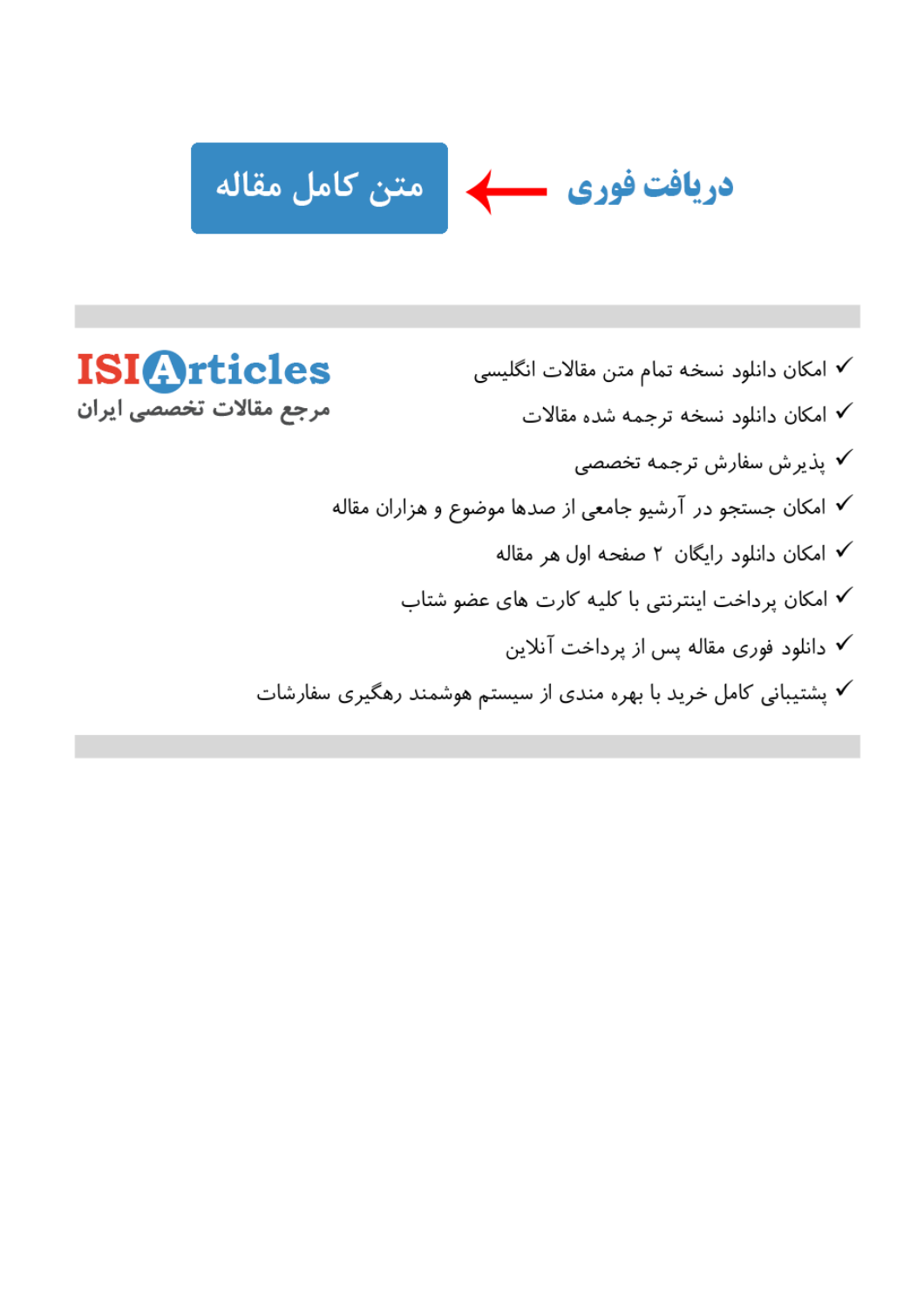دریافت فوری ← متن کامل مقاله

**ISIArticles**
مرجع مقالات تخصصی ایران

- ✓ امکان دانلود نسخه تمام متن مقالات انگلیسی
- ✓ امکان دانلود نسخه ترجمه شده مقالات
- ✓ پذیرش سفارش ترجمه تخصصی
- ✓ امکان جستجو در آرشیو جامعی از صدها موضوع و هزاران مقاله
- ✓ امکان دانلود رایگان ۲ صفحه اول هر مقاله
- ✓ امکان پرداخت اینترنتی با کلیه کارت های عضو شتاب
- ✓ دانلود فوری مقاله پس از پرداخت آنلاین
- ✓ پشتیبانی کامل خرید با بهره مندی از سیستم هوشمند رهگیری سفارشات